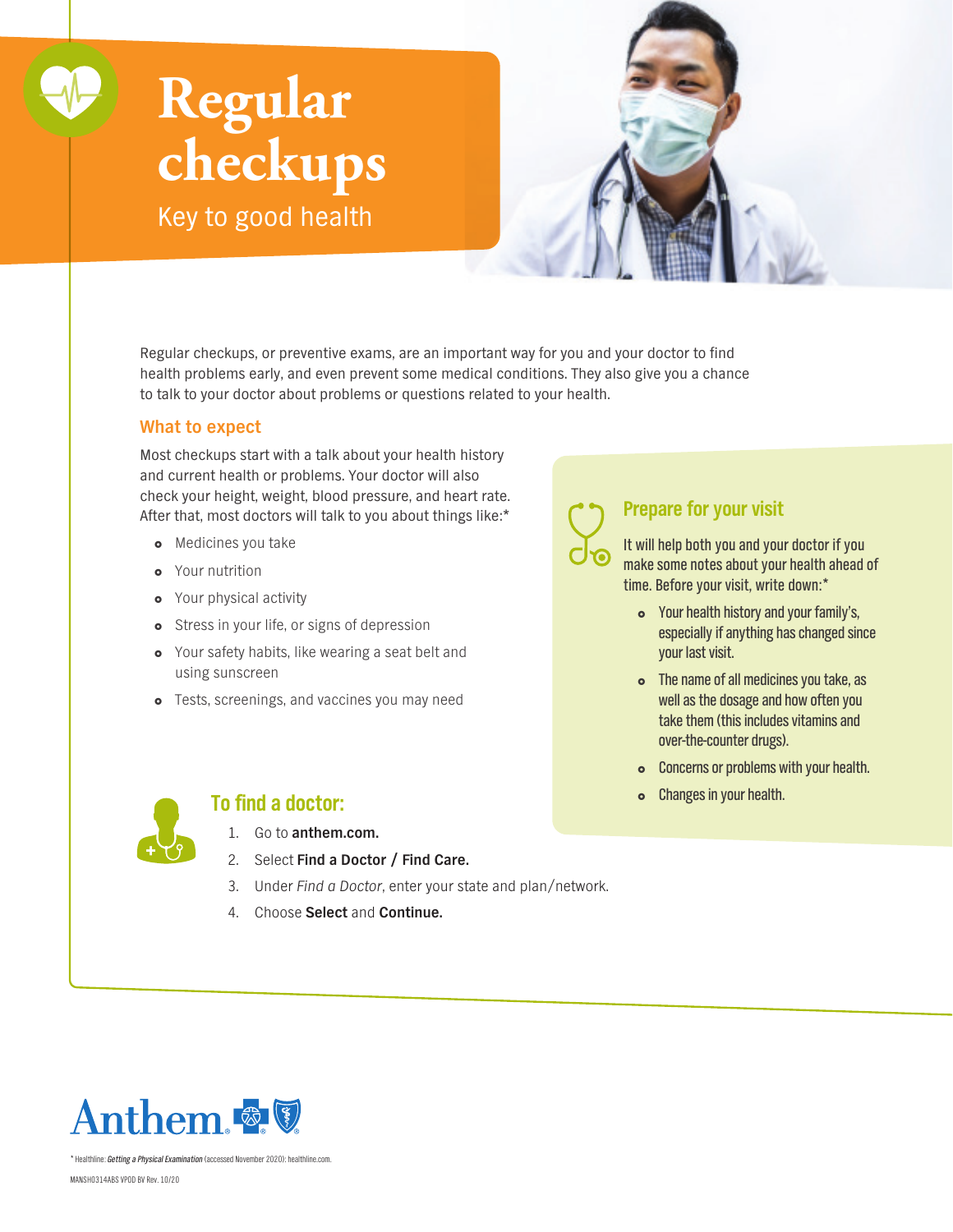# Regular checkups

Key to good health

Regular checkups, or preventive exams, are an important way for you and your doctor to find health problems early, and even prevent some medical conditions. They also give you a chance to talk to your doctor about problems or questions related to your health.

## What to expect

Most checkups start with a talk about your health history and current health or problems. Your doctor will also check your height, weight, blood pressure, and heart rate. After that, most doctors will talk to you about things like:*

- Medicines you take
- Your nutrition
- Your physical activity
- Stress in your life, or signs of depression
- Your safety habits, like wearing a seat belt and using sunscreen
- Tests, screenings, and vaccines you may need

## Prepare for your visit

It will help both you and your doctor if you make some notes about your health ahead of time. Before your visit, write down:*

- Your health history and your family's, especially if anything has changed since your last visit.
- The name of all medicines you take, as well as the dosage and how often you take them (this includes vitamins and over-the-counter drugs).
- Concerns or problems with your health.
- Changes in your health.

## To find a doctor:

1. Go to **anthem.com.**
2. Select **Find a Doctor / Find Care.**
3. Under *Find a Doctor*, enter your state and plan/network.
4. Choose **Select** and **Continue.**

Anthem

* Healthline: *Getting a Physical Examination* (accessed November 2020): healthline.com.

MANSH0314ABS VPOD BV Rev. 10/20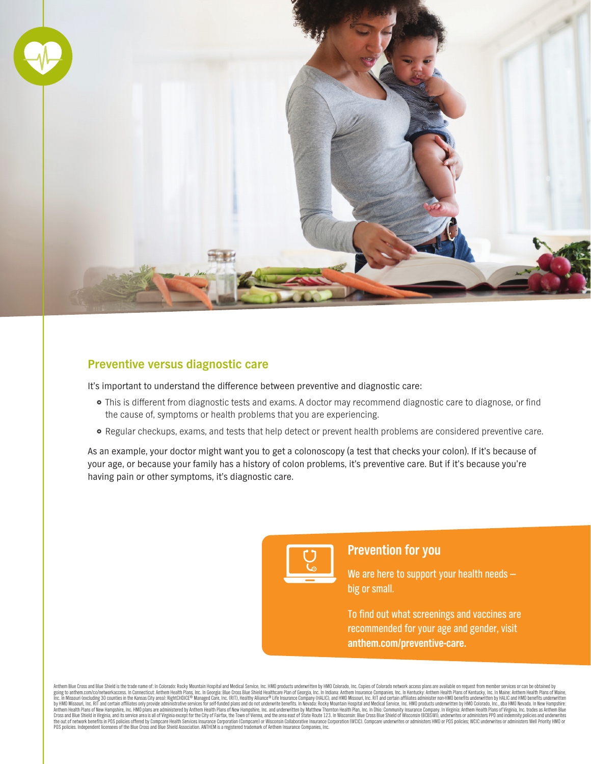## Preventive versus diagnostic care

It's important to understand the difference between preventive and diagnostic care:

- This is different from diagnostic tests and exams. A doctor may recommend diagnostic care to diagnose, or find the cause of, symptoms or health problems that you are experiencing.
- Regular checkups, exams, and tests that help detect or prevent health problems are considered preventive care.

As an example, your doctor might want you to get a colonoscopy (a test that checks your colon). If it's because of your age, or because your family has a history of colon problems, it's preventive care. But if it's because you're having pain or other symptoms, it's diagnostic care.

### Prevention for you

We are here to support your health needs — big or small.

To find out what screenings and vaccines are recommended for your age and gender, visit **anthem.com/preventive-care.**

Anthem Blue Cross and Blue Shield is the trade name of: In Colorado: Rocky Mountain Hospital and Medical Service, Inc. HMO products underwritten by HMO Colorado, Inc. Copies of Colorado network access plans are available on request from member services or can be obtained by going to anthem.com/co/networkaccess. In Connecticut: Anthem Health Plans, Inc. In Georgia: Blue Cross Blue Shield Healthcare Plan of Georgia, Inc. In Indiana: Anthem Insurance Companies, Inc. In Kentucky: Anthem Health Plans of Kentucky, Inc. In Maine: Anthem Health Plans of Maine, Inc. In Missouri (excluding 30 counties in the Kansas City area): RightCHOICE® Managed Care, Inc. (RIT), Healthy Alliance® Life Insurance Company (HALIC), and HMO Missouri, Inc. RIT and certain affiliates administer non-HMO benefits underwritten by HALIC and HMO benefits underwritten by HMO Missouri, Inc. RIT and certain affiliates only provide administrative services for self-funded plans and do not underwrite benefits. In Nevada: Rocky Mountain Hospital and Medical Service, Inc. HMO products underwritten by HMO Colorado, Inc., dba HMO Nevada. In New Hampshire: Anthem Health Plans of New Hampshire, Inc. HMO plans are administered by Anthem Health Plans of New Hampshire, Inc. and underwritten by Matthew Thornton Health Plan, Inc. In Ohio: Community Insurance Company. In Virginia: Anthem Health Plans of Virginia, Inc. trades as Anthem Blue Cross and Blue Shield in Virginia, and its service area is all of Virginia except for the City of Fairfax, the Town of Vienna, and the area east of State Route 123. In Wisconsin: Blue Cross Blue Shield of Wisconsin (BCBSWI), underwrites or administers PPO and indemnity policies and underwrites the out of network benefits in POS policies offered by Compcare Health Services Insurance Corporation (Compcare) or Wisconsin Collaborative Insurance Corporation (WCIC). Compcare underwrites or administers HMO or POS policies; WCIC underwrites or administers Well Priority HMO or POS policies. Independent licensees of the Blue Cross and Blue Shield Association. ANTHEM is a registered trademark of Anthem Insurance Companies, Inc.